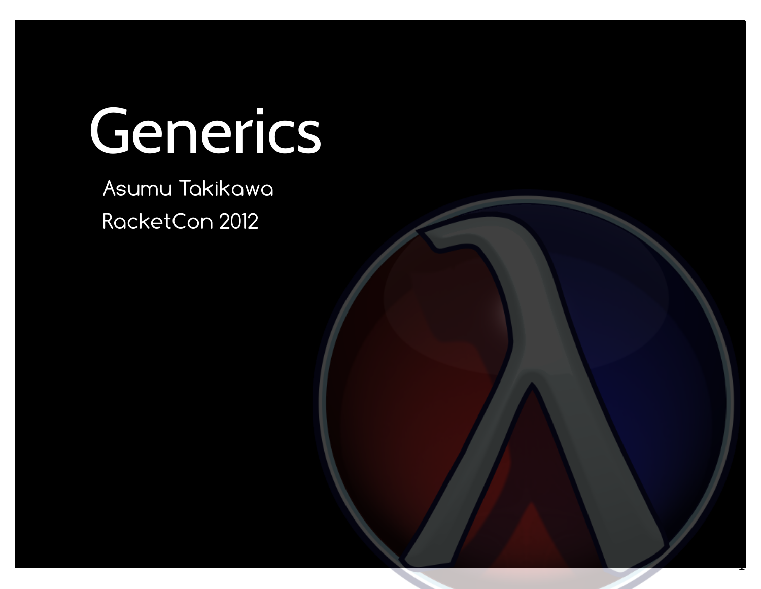# Generics

Asumu Takikawa

RacketCon 2012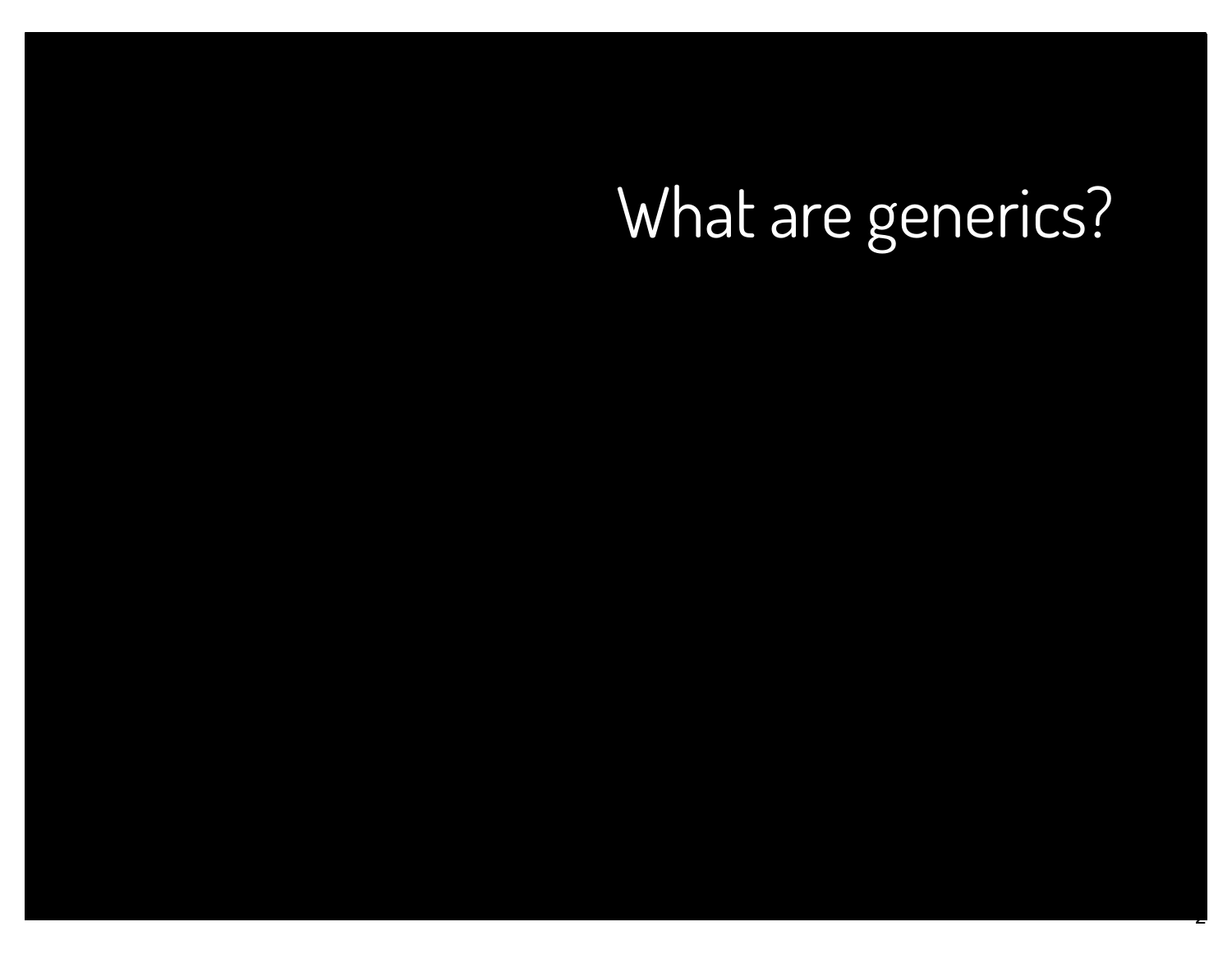# What are generics?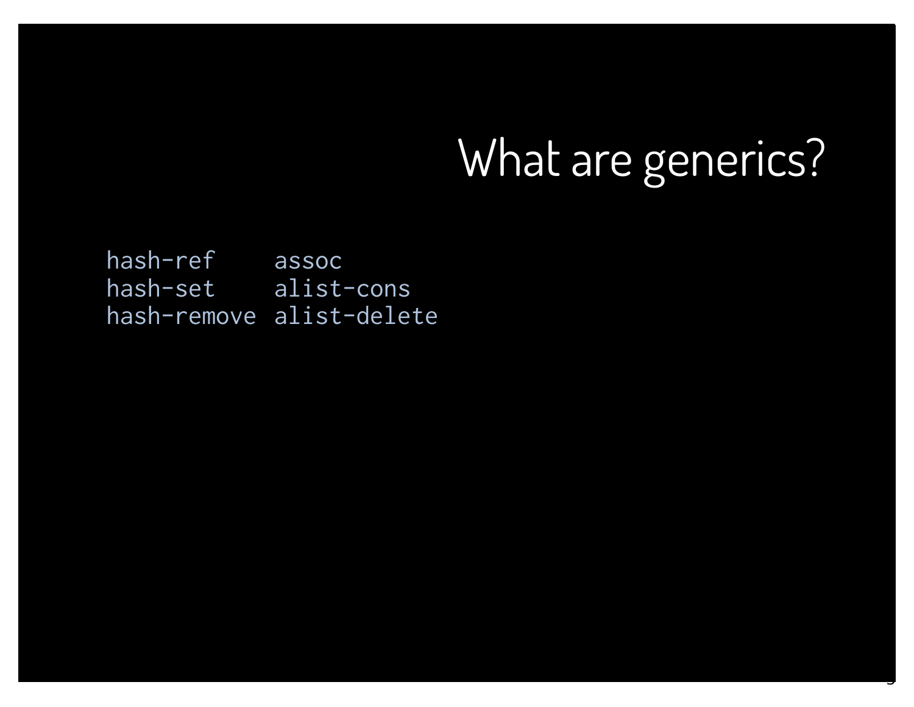# What are generics?

```
hash-ref    assoc
hash-set    alist-cons
hash-remove alist-delete
```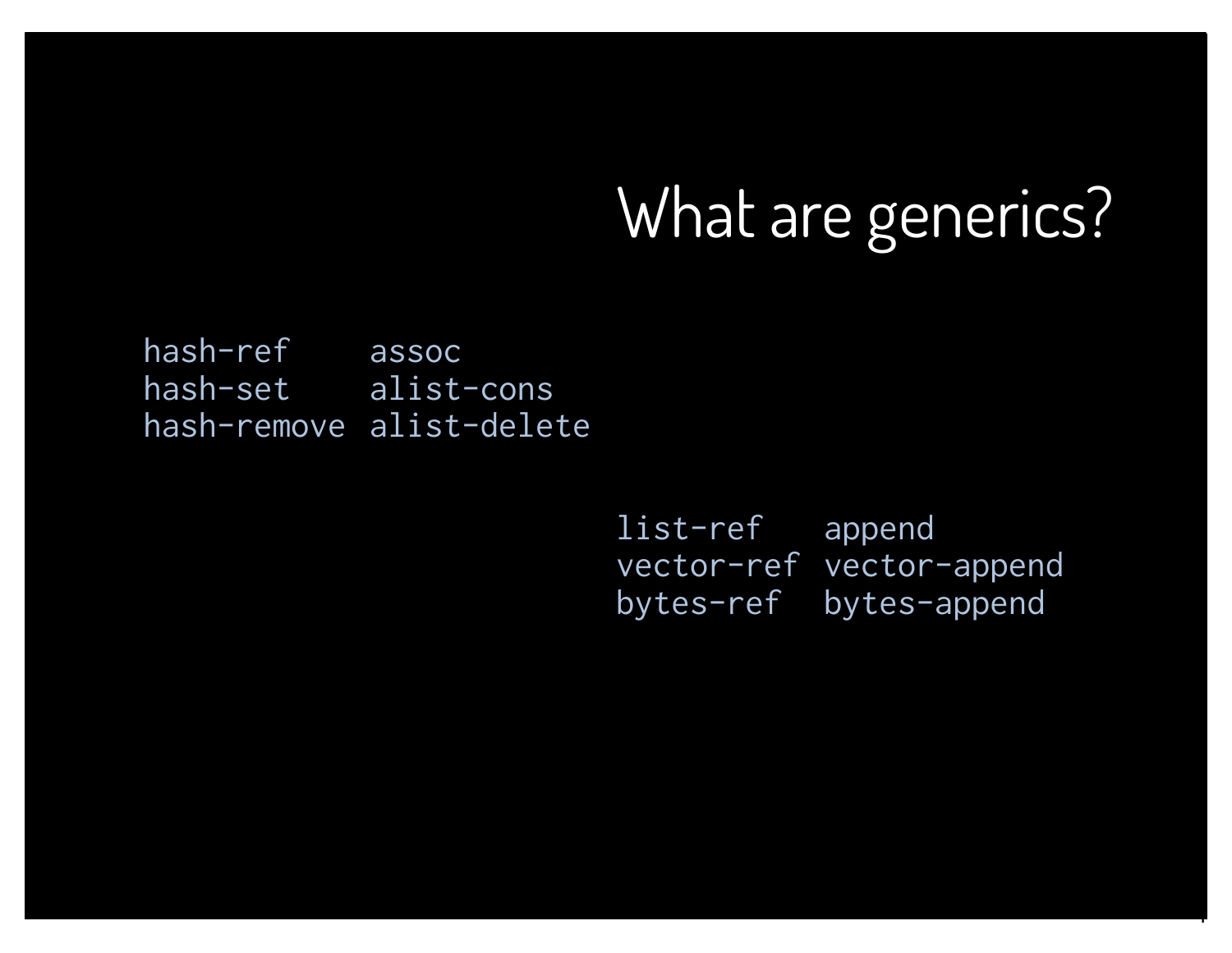# What are generics?

```
hash-ref    assoc
hash-set    alist-cons
hash-remove alist-delete
```

```
list-ref   append
vector-ref vector-append
bytes-ref  bytes-append
```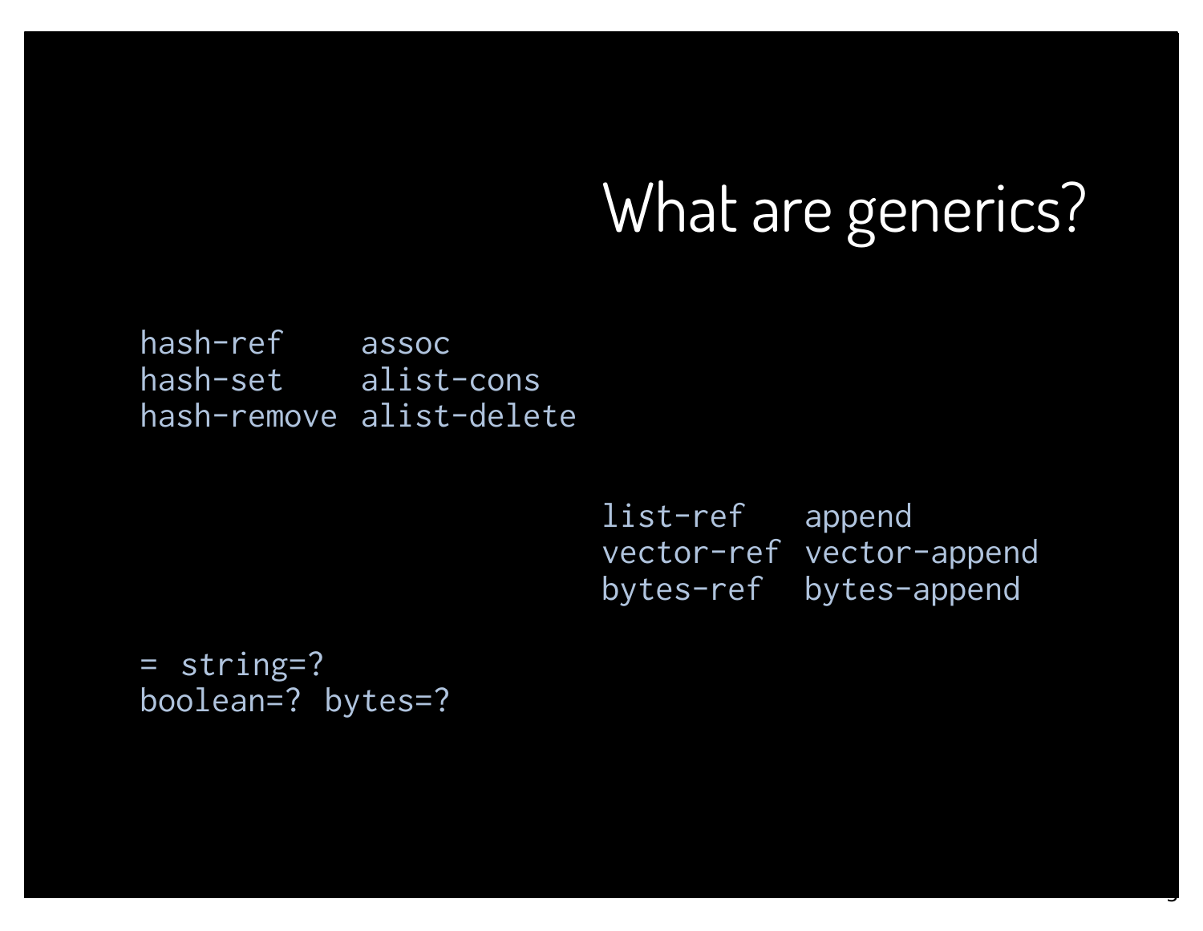# What are generics?

```
hash-ref    assoc
hash-set    alist-cons
hash-remove alist-delete
```

```
list-ref   append
vector-ref vector-append
bytes-ref  bytes-append
```

```
= string=?
boolean=? bytes=?
```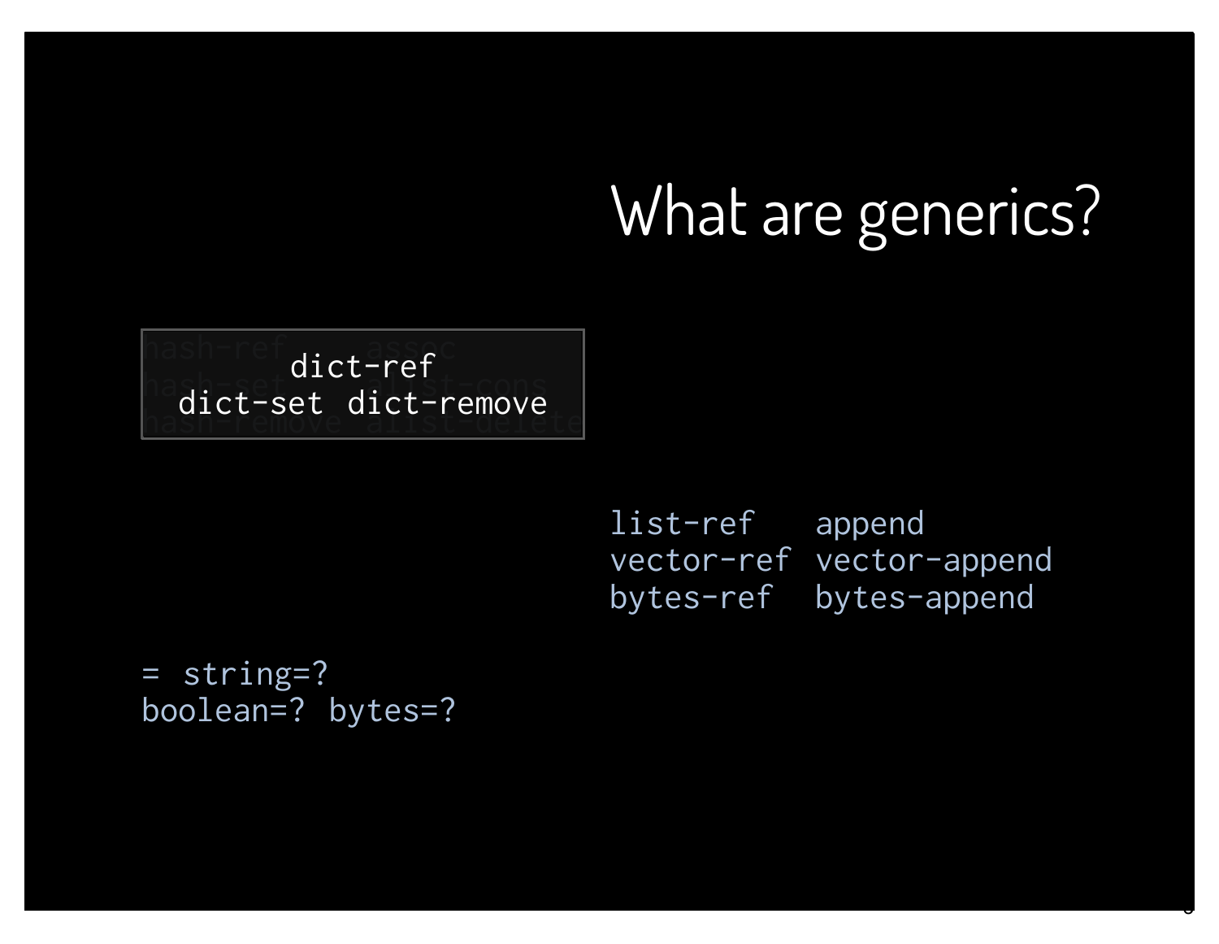# What are generics?

```
      dict-ref
dict-set  dict-remove
```

```
list-ref    append
vector-ref  vector-append
bytes-ref   bytes-append
```

```
=  string=?
boolean=?  bytes=?
```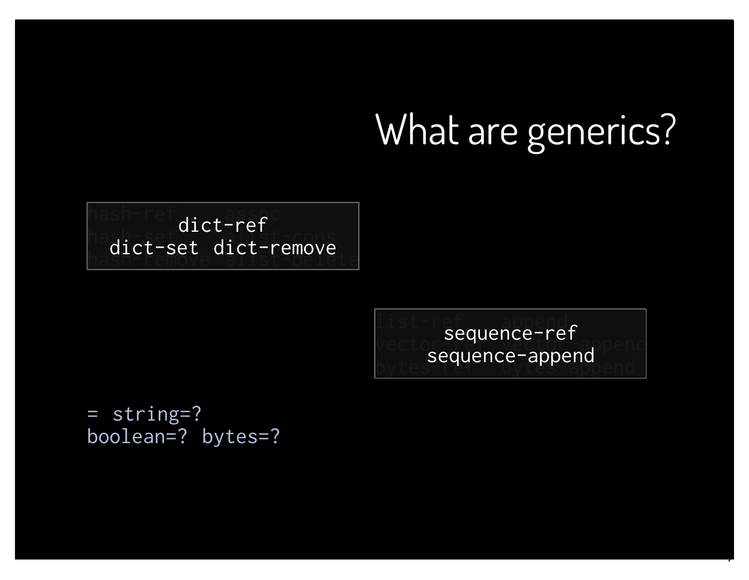# What are generics?

```
     dict-ref
dict-set  dict-remove
```

```
  sequence-ref
sequence-append
```

```
=  string=?
boolean=? bytes=?
```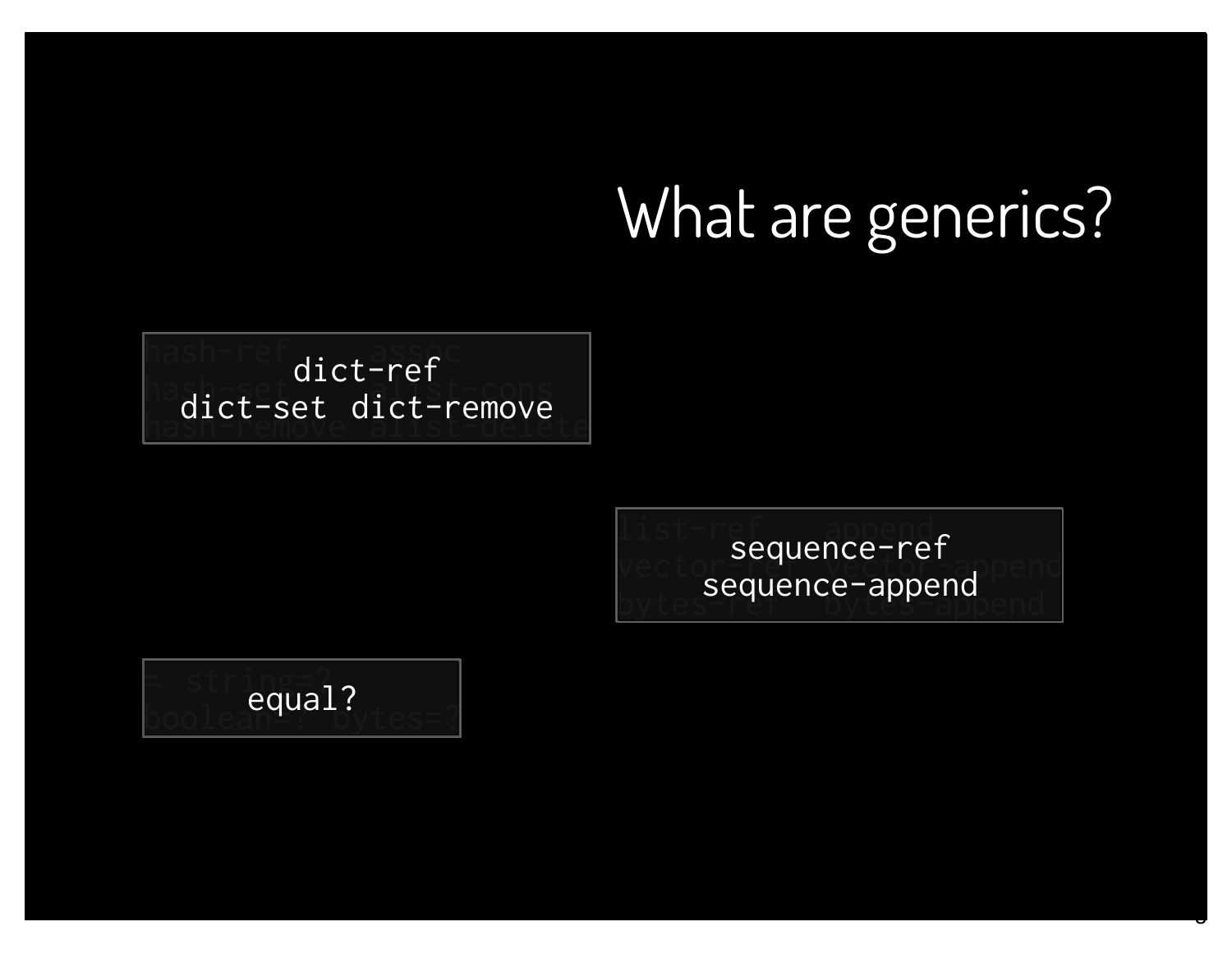# What are generics?

```
hash-ref      assoc
    dict-ref
hash-set      alist-cons
dict-set  dict-remove
hash-remove   alist-delete
```

```
list-ref      append
  sequence-ref
vector-ref    vector-append
 sequence-append
bytes-ref     bytes-append
```

```
=  string=?
    equal?
boolean=?  bytes=?
```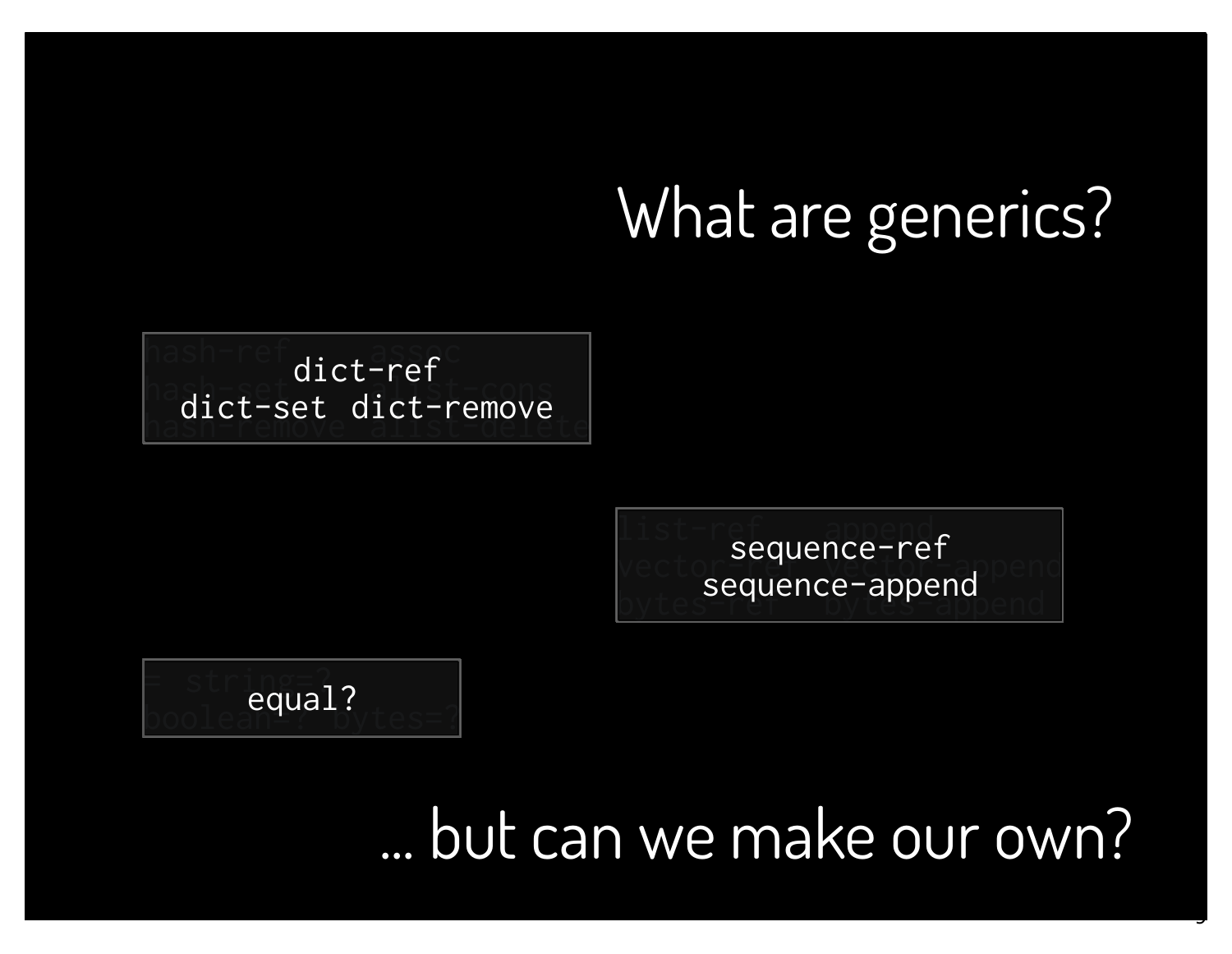# What are generics?

```
dict-ref
dict-set  dict-remove
```

```
sequence-ref
sequence-append
```

```
equal?
```

... but can we make our own?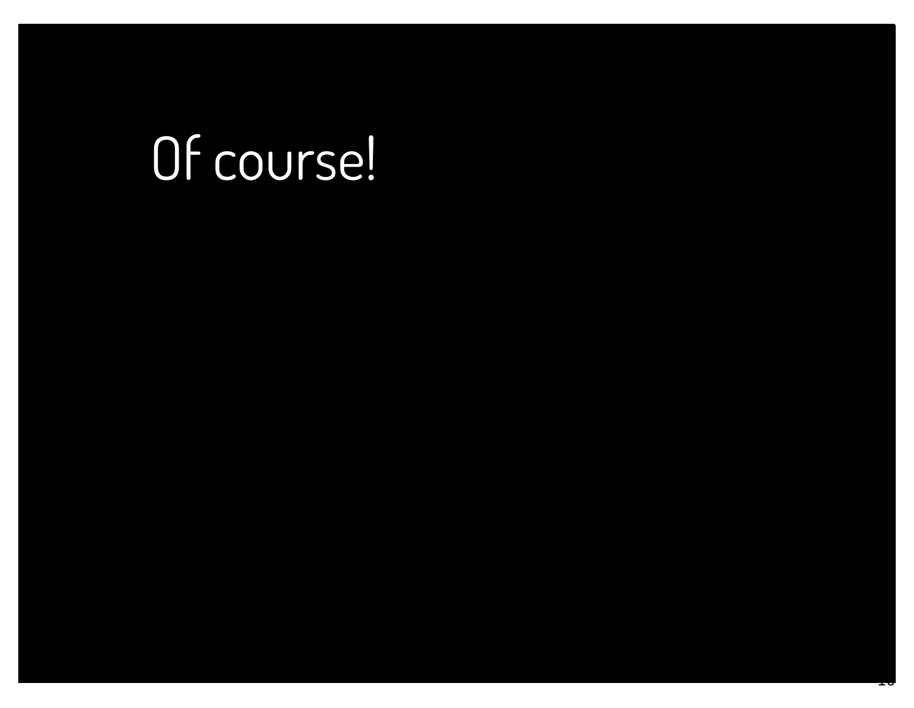# Of course!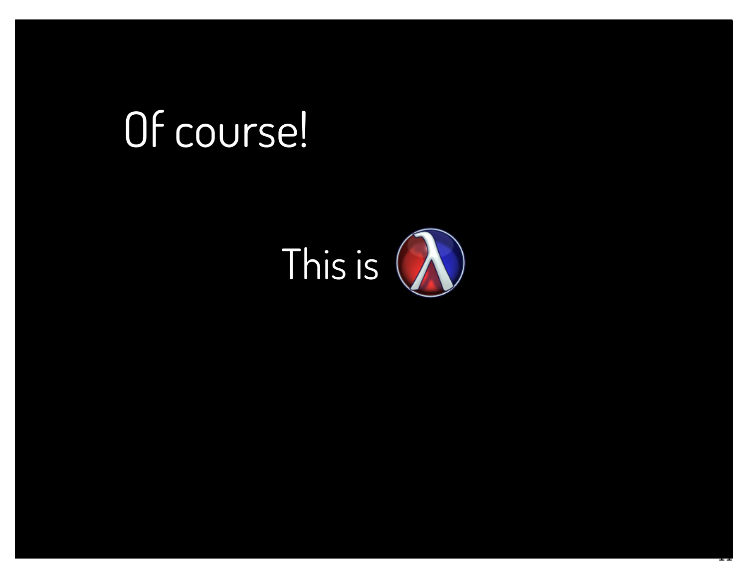# Of course!

This is λ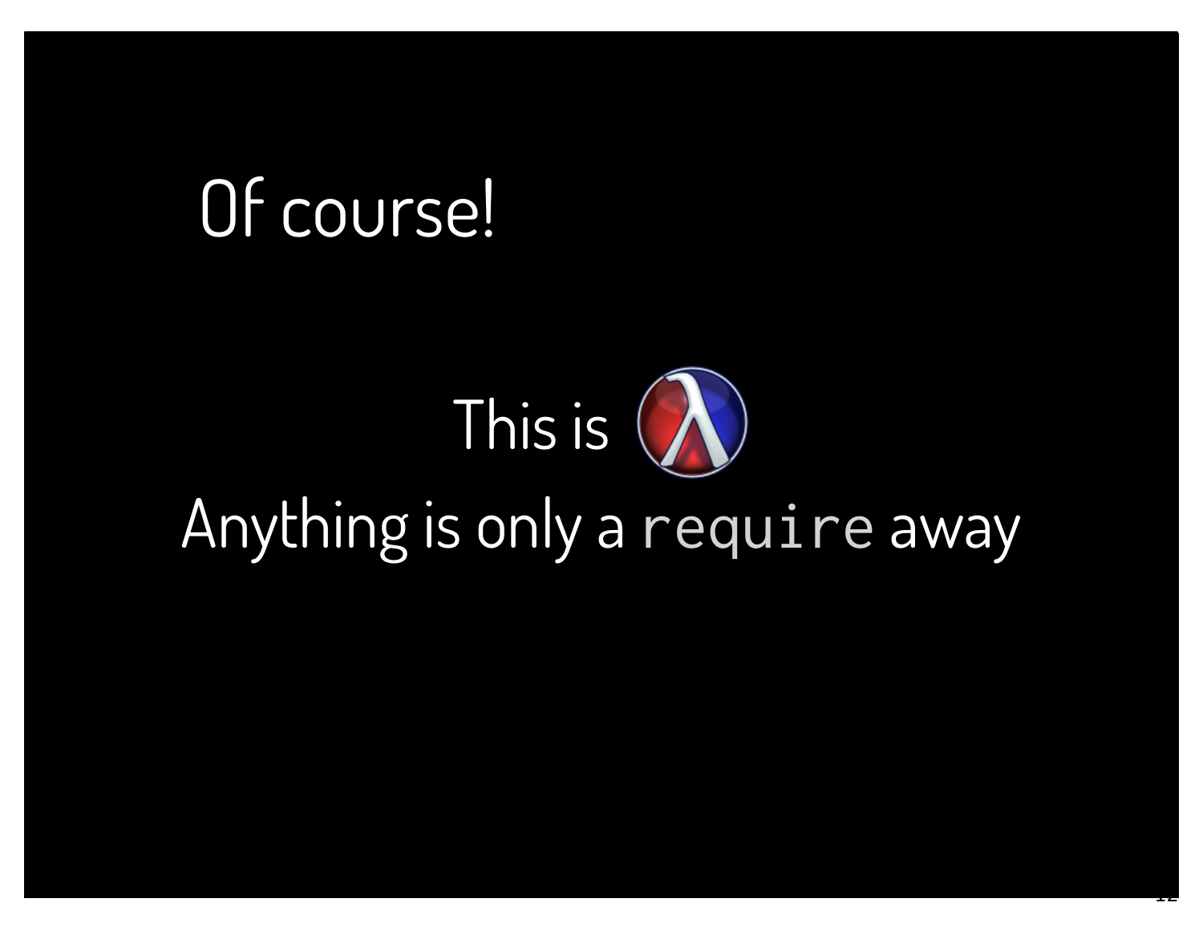# Of course!

This is

Anything is only a `require` away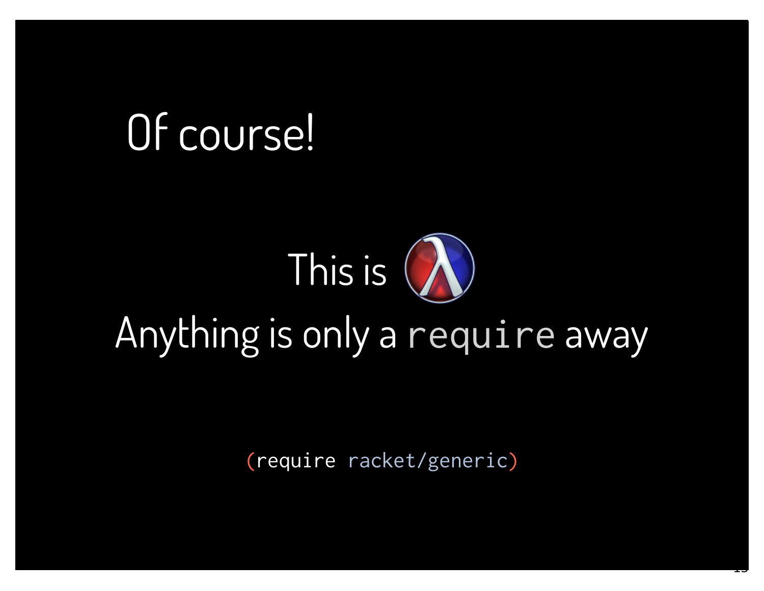# Of course!

This is λ

Anything is only a `require` away

```
(require racket/generic)
```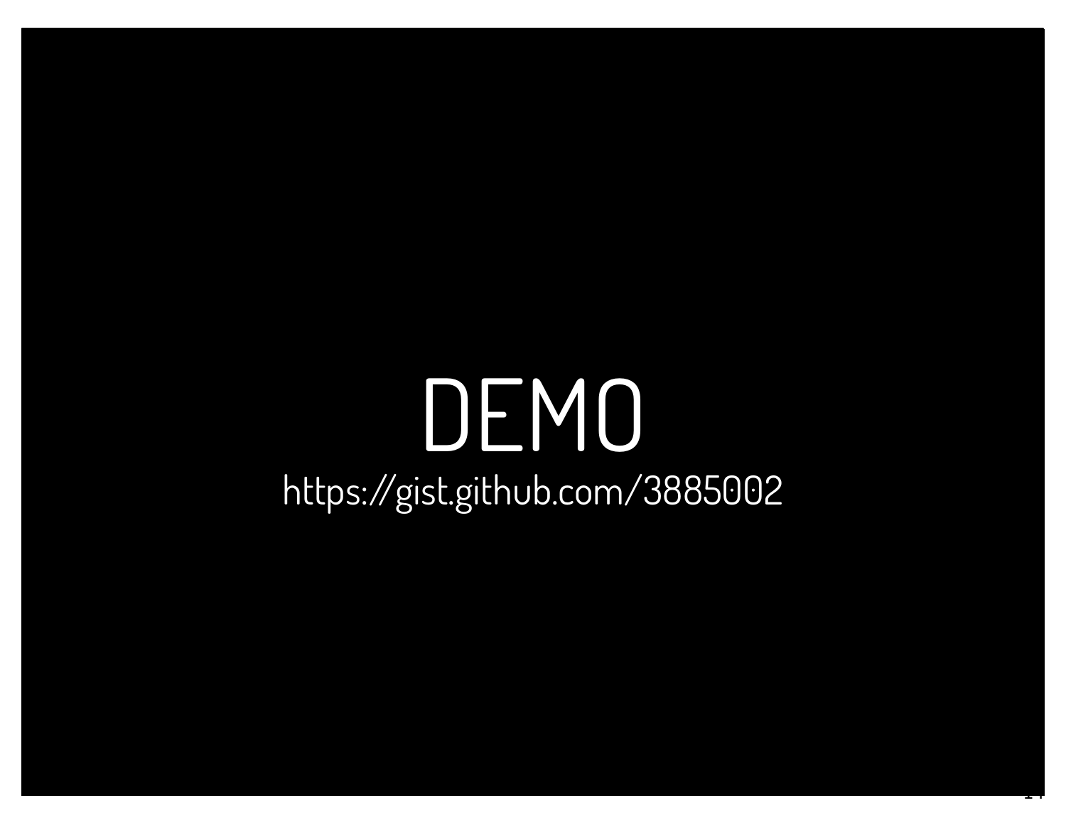# DEMO

https://gist.github.com/3885002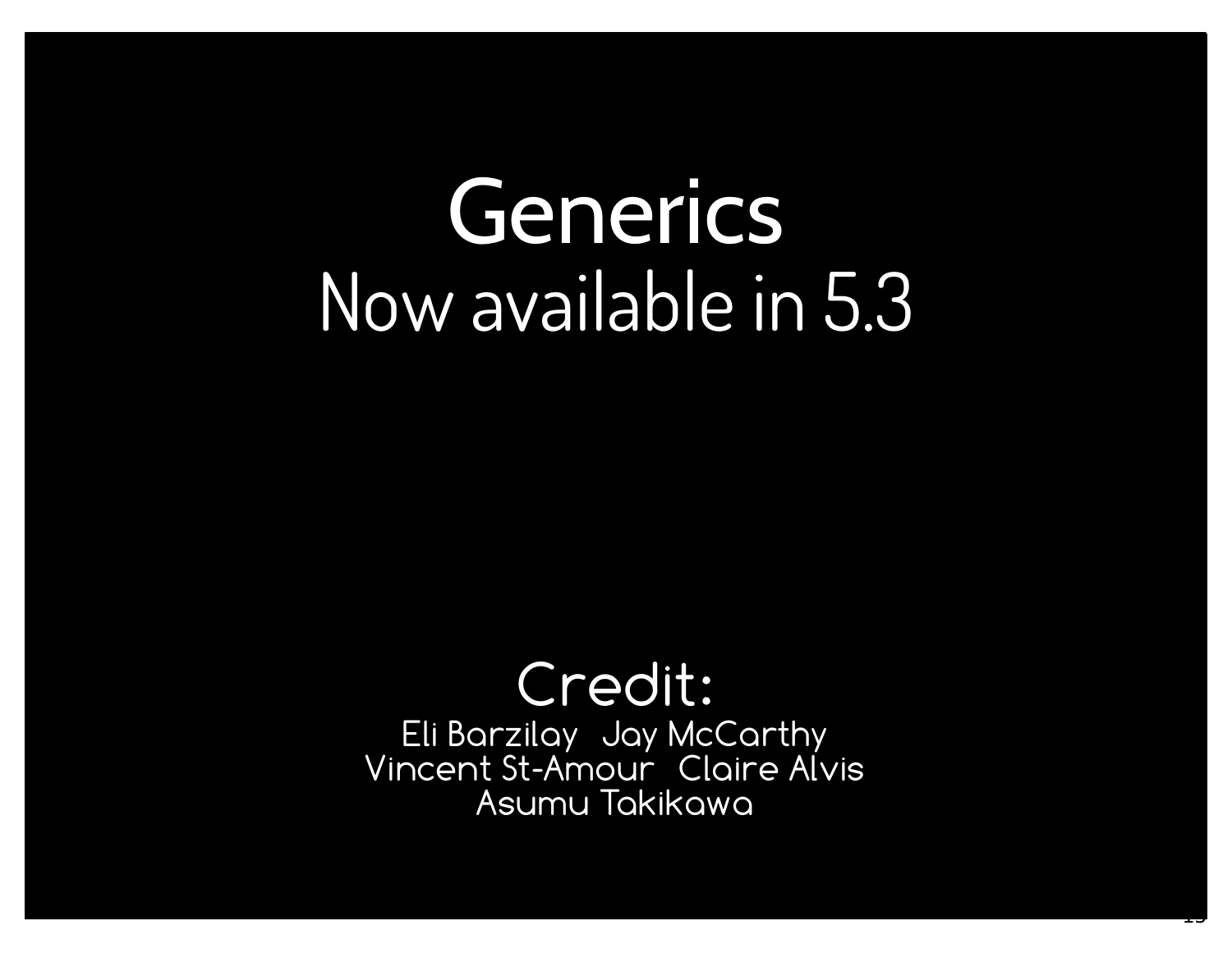# Generics

## Now available in 5.3

Credit:

Eli Barzilay Jay McCarthy
Vincent St-Amour Claire Alvis
Asumu Takikawa